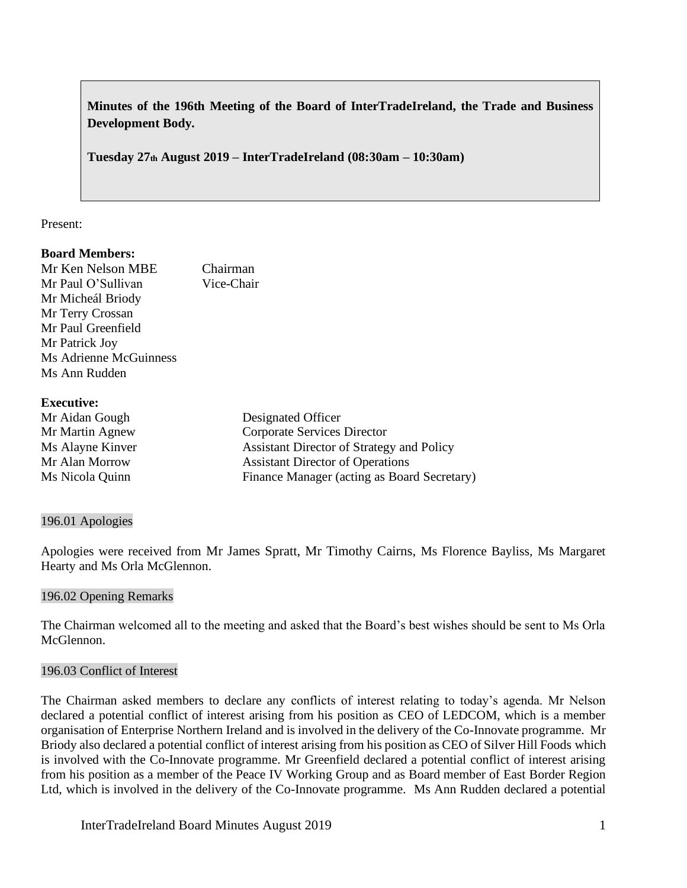**Minutes of the 196th Meeting of the Board of InterTradeIreland, the Trade and Business Development Body.**

**Tuesday 27th August 2019 – InterTradeIreland (08:30am – 10:30am)**

Present:

**Board Members:**

| | |
|---|---|
| Mr Ken Nelson MBE | Chairman |
| Mr Paul O'Sullivan | Vice-Chair |
| Mr Micheál Briody | |
| Mr Terry Crossan | |
| Mr Paul Greenfield | |
| Mr Patrick Joy | |
| Ms Adrienne McGuinness | |
| Ms Ann Rudden | |

**Executive:**

| | |
|---|---|
| Mr Aidan Gough | Designated Officer |
| Mr Martin Agnew | Corporate Services Director |
| Ms Alayne Kinver | Assistant Director of Strategy and Policy |
| Mr Alan Morrow | Assistant Director of Operations |
| Ms Nicola Quinn | Finance Manager (acting as Board Secretary) |

## 196.01 Apologies

Apologies were received from Mr James Spratt, Mr Timothy Cairns, Ms Florence Bayliss, Ms Margaret Hearty and Ms Orla McGlennon.

## 196.02 Opening Remarks

The Chairman welcomed all to the meeting and asked that the Board's best wishes should be sent to Ms Orla McGlennon.

## 196.03 Conflict of Interest

The Chairman asked members to declare any conflicts of interest relating to today's agenda. Mr Nelson declared a potential conflict of interest arising from his position as CEO of LEDCOM, which is a member organisation of Enterprise Northern Ireland and is involved in the delivery of the Co-Innovate programme. Mr Briody also declared a potential conflict of interest arising from his position as CEO of Silver Hill Foods which is involved with the Co-Innovate programme. Mr Greenfield declared a potential conflict of interest arising from his position as a member of the Peace IV Working Group and as Board member of East Border Region Ltd, which is involved in the delivery of the Co-Innovate programme. Ms Ann Rudden declared a potential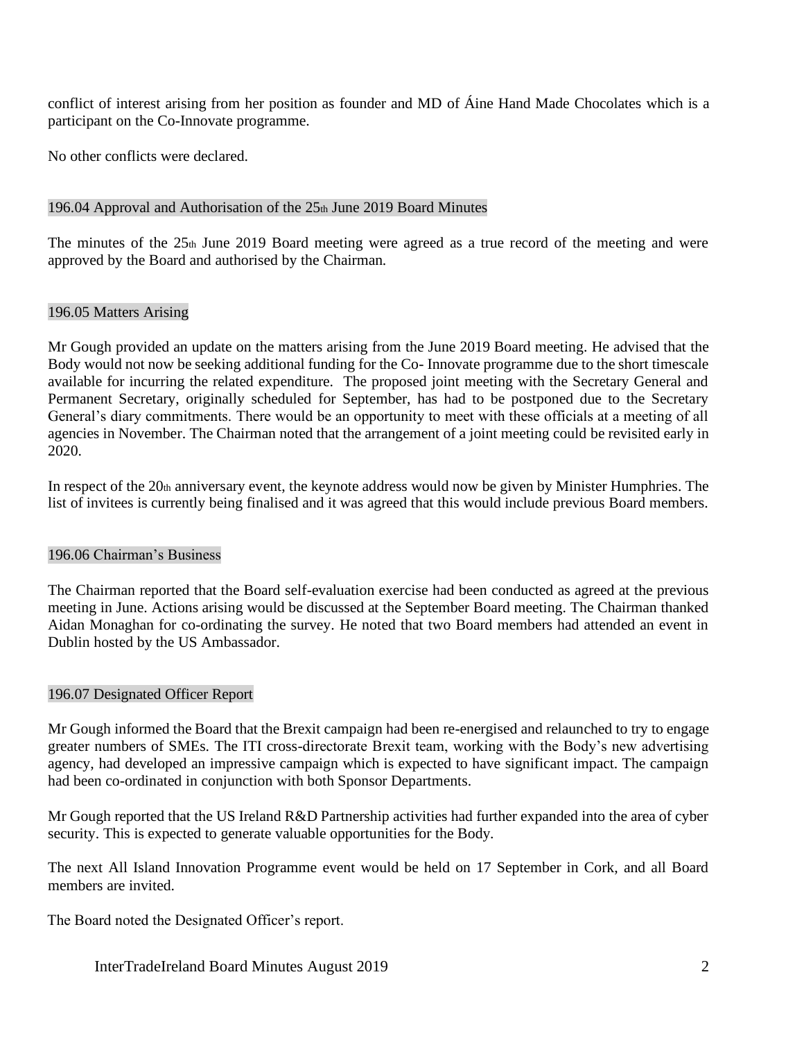conflict of interest arising from her position as founder and MD of Áine Hand Made Chocolates which is a participant on the Co-Innovate programme.

No other conflicts were declared.

## 196.04 Approval and Authorisation of the 25th June 2019 Board Minutes

The minutes of the 25th June 2019 Board meeting were agreed as a true record of the meeting and were approved by the Board and authorised by the Chairman.

## 196.05 Matters Arising

Mr Gough provided an update on the matters arising from the June 2019 Board meeting. He advised that the Body would not now be seeking additional funding for the Co- Innovate programme due to the short timescale available for incurring the related expenditure. The proposed joint meeting with the Secretary General and Permanent Secretary, originally scheduled for September, has had to be postponed due to the Secretary General's diary commitments. There would be an opportunity to meet with these officials at a meeting of all agencies in November. The Chairman noted that the arrangement of a joint meeting could be revisited early in 2020.

In respect of the 20th anniversary event, the keynote address would now be given by Minister Humphries. The list of invitees is currently being finalised and it was agreed that this would include previous Board members.

## 196.06 Chairman's Business

The Chairman reported that the Board self-evaluation exercise had been conducted as agreed at the previous meeting in June. Actions arising would be discussed at the September Board meeting. The Chairman thanked Aidan Monaghan for co-ordinating the survey. He noted that two Board members had attended an event in Dublin hosted by the US Ambassador.

## 196.07 Designated Officer Report

Mr Gough informed the Board that the Brexit campaign had been re-energised and relaunched to try to engage greater numbers of SMEs. The ITI cross-directorate Brexit team, working with the Body's new advertising agency, had developed an impressive campaign which is expected to have significant impact. The campaign had been co-ordinated in conjunction with both Sponsor Departments.

Mr Gough reported that the US Ireland R&D Partnership activities had further expanded into the area of cyber security. This is expected to generate valuable opportunities for the Body.

The next All Island Innovation Programme event would be held on 17 September in Cork, and all Board members are invited.

The Board noted the Designated Officer's report.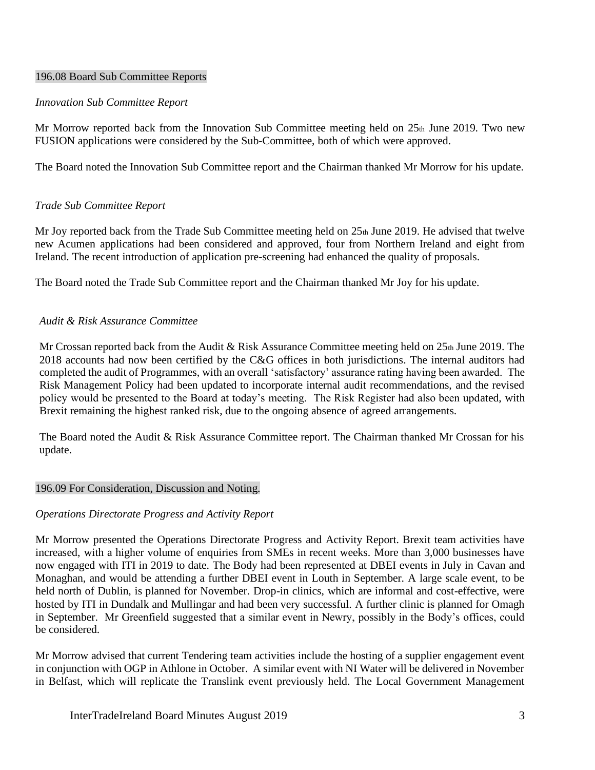## 196.08 Board Sub Committee Reports

*Innovation Sub Committee Report*

Mr Morrow reported back from the Innovation Sub Committee meeting held on 25th June 2019. Two new FUSION applications were considered by the Sub-Committee, both of which were approved.

The Board noted the Innovation Sub Committee report and the Chairman thanked Mr Morrow for his update.

*Trade Sub Committee Report*

Mr Joy reported back from the Trade Sub Committee meeting held on 25th June 2019. He advised that twelve new Acumen applications had been considered and approved, four from Northern Ireland and eight from Ireland. The recent introduction of application pre-screening had enhanced the quality of proposals.

The Board noted the Trade Sub Committee report and the Chairman thanked Mr Joy for his update.

*Audit & Risk Assurance Committee*

Mr Crossan reported back from the Audit & Risk Assurance Committee meeting held on 25th June 2019. The 2018 accounts had now been certified by the C&G offices in both jurisdictions. The internal auditors had completed the audit of Programmes, with an overall 'satisfactory' assurance rating having been awarded. The Risk Management Policy had been updated to incorporate internal audit recommendations, and the revised policy would be presented to the Board at today's meeting. The Risk Register had also been updated, with Brexit remaining the highest ranked risk, due to the ongoing absence of agreed arrangements.

The Board noted the Audit & Risk Assurance Committee report. The Chairman thanked Mr Crossan for his update.

## 196.09 For Consideration, Discussion and Noting.

*Operations Directorate Progress and Activity Report*

Mr Morrow presented the Operations Directorate Progress and Activity Report. Brexit team activities have increased, with a higher volume of enquiries from SMEs in recent weeks. More than 3,000 businesses have now engaged with ITI in 2019 to date. The Body had been represented at DBEI events in July in Cavan and Monaghan, and would be attending a further DBEI event in Louth in September. A large scale event, to be held north of Dublin, is planned for November. Drop-in clinics, which are informal and cost-effective, were hosted by ITI in Dundalk and Mullingar and had been very successful. A further clinic is planned for Omagh in September. Mr Greenfield suggested that a similar event in Newry, possibly in the Body's offices, could be considered.

Mr Morrow advised that current Tendering team activities include the hosting of a supplier engagement event in conjunction with OGP in Athlone in October. A similar event with NI Water will be delivered in November in Belfast, which will replicate the Translink event previously held. The Local Government Management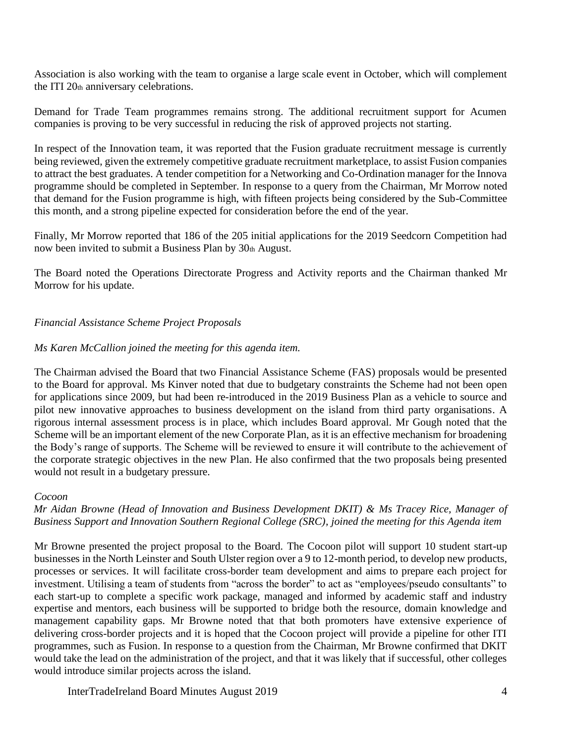Association is also working with the team to organise a large scale event in October, which will complement the ITI 20th anniversary celebrations.

Demand for Trade Team programmes remains strong. The additional recruitment support for Acumen companies is proving to be very successful in reducing the risk of approved projects not starting.

In respect of the Innovation team, it was reported that the Fusion graduate recruitment message is currently being reviewed, given the extremely competitive graduate recruitment marketplace, to assist Fusion companies to attract the best graduates. A tender competition for a Networking and Co-Ordination manager for the Innova programme should be completed in September. In response to a query from the Chairman, Mr Morrow noted that demand for the Fusion programme is high, with fifteen projects being considered by the Sub-Committee this month, and a strong pipeline expected for consideration before the end of the year.

Finally, Mr Morrow reported that 186 of the 205 initial applications for the 2019 Seedcorn Competition had now been invited to submit a Business Plan by 30th August.

The Board noted the Operations Directorate Progress and Activity reports and the Chairman thanked Mr Morrow for his update.

*Financial Assistance Scheme Project Proposals*

*Ms Karen McCallion joined the meeting for this agenda item.*

The Chairman advised the Board that two Financial Assistance Scheme (FAS) proposals would be presented to the Board for approval. Ms Kinver noted that due to budgetary constraints the Scheme had not been open for applications since 2009, but had been re-introduced in the 2019 Business Plan as a vehicle to source and pilot new innovative approaches to business development on the island from third party organisations. A rigorous internal assessment process is in place, which includes Board approval. Mr Gough noted that the Scheme will be an important element of the new Corporate Plan, as it is an effective mechanism for broadening the Body's range of supports. The Scheme will be reviewed to ensure it will contribute to the achievement of the corporate strategic objectives in the new Plan. He also confirmed that the two proposals being presented would not result in a budgetary pressure.

*Cocoon*

*Mr Aidan Browne (Head of Innovation and Business Development DKIT) & Ms Tracey Rice, Manager of Business Support and Innovation Southern Regional College (SRC), joined the meeting for this Agenda item*

Mr Browne presented the project proposal to the Board. The Cocoon pilot will support 10 student start-up businesses in the North Leinster and South Ulster region over a 9 to 12-month period, to develop new products, processes or services. It will facilitate cross-border team development and aims to prepare each project for investment. Utilising a team of students from "across the border" to act as "employees/pseudo consultants" to each start-up to complete a specific work package, managed and informed by academic staff and industry expertise and mentors, each business will be supported to bridge both the resource, domain knowledge and management capability gaps. Mr Browne noted that that both promoters have extensive experience of delivering cross-border projects and it is hoped that the Cocoon project will provide a pipeline for other ITI programmes, such as Fusion. In response to a question from the Chairman, Mr Browne confirmed that DKIT would take the lead on the administration of the project, and that it was likely that if successful, other colleges would introduce similar projects across the island.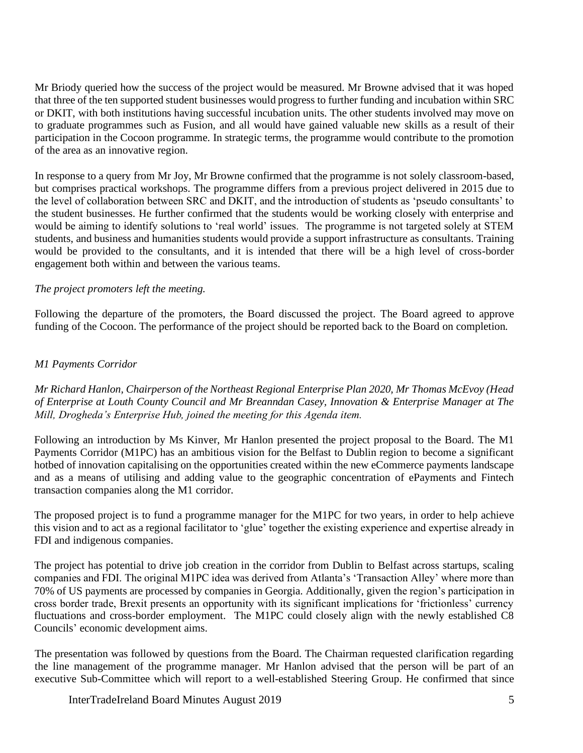Mr Briody queried how the success of the project would be measured. Mr Browne advised that it was hoped that three of the ten supported student businesses would progress to further funding and incubation within SRC or DKIT, with both institutions having successful incubation units. The other students involved may move on to graduate programmes such as Fusion, and all would have gained valuable new skills as a result of their participation in the Cocoon programme. In strategic terms, the programme would contribute to the promotion of the area as an innovative region.

In response to a query from Mr Joy, Mr Browne confirmed that the programme is not solely classroom-based, but comprises practical workshops. The programme differs from a previous project delivered in 2015 due to the level of collaboration between SRC and DKIT, and the introduction of students as 'pseudo consultants' to the student businesses. He further confirmed that the students would be working closely with enterprise and would be aiming to identify solutions to 'real world' issues. The programme is not targeted solely at STEM students, and business and humanities students would provide a support infrastructure as consultants. Training would be provided to the consultants, and it is intended that there will be a high level of cross-border engagement both within and between the various teams.

*The project promoters left the meeting.*

Following the departure of the promoters, the Board discussed the project. The Board agreed to approve funding of the Cocoon. The performance of the project should be reported back to the Board on completion.

*M1 Payments Corridor*

*Mr Richard Hanlon, Chairperson of the Northeast Regional Enterprise Plan 2020, Mr Thomas McEvoy (Head of Enterprise at Louth County Council and Mr Breanndan Casey, Innovation & Enterprise Manager at The Mill, Drogheda's Enterprise Hub, joined the meeting for this Agenda item.*

Following an introduction by Ms Kinver, Mr Hanlon presented the project proposal to the Board. The M1 Payments Corridor (M1PC) has an ambitious vision for the Belfast to Dublin region to become a significant hotbed of innovation capitalising on the opportunities created within the new eCommerce payments landscape and as a means of utilising and adding value to the geographic concentration of ePayments and Fintech transaction companies along the M1 corridor.

The proposed project is to fund a programme manager for the M1PC for two years, in order to help achieve this vision and to act as a regional facilitator to 'glue' together the existing experience and expertise already in FDI and indigenous companies.

The project has potential to drive job creation in the corridor from Dublin to Belfast across startups, scaling companies and FDI. The original M1PC idea was derived from Atlanta's 'Transaction Alley' where more than 70% of US payments are processed by companies in Georgia. Additionally, given the region's participation in cross border trade, Brexit presents an opportunity with its significant implications for 'frictionless' currency fluctuations and cross-border employment. The M1PC could closely align with the newly established C8 Councils' economic development aims.

The presentation was followed by questions from the Board. The Chairman requested clarification regarding the line management of the programme manager. Mr Hanlon advised that the person will be part of an executive Sub-Committee which will report to a well-established Steering Group. He confirmed that since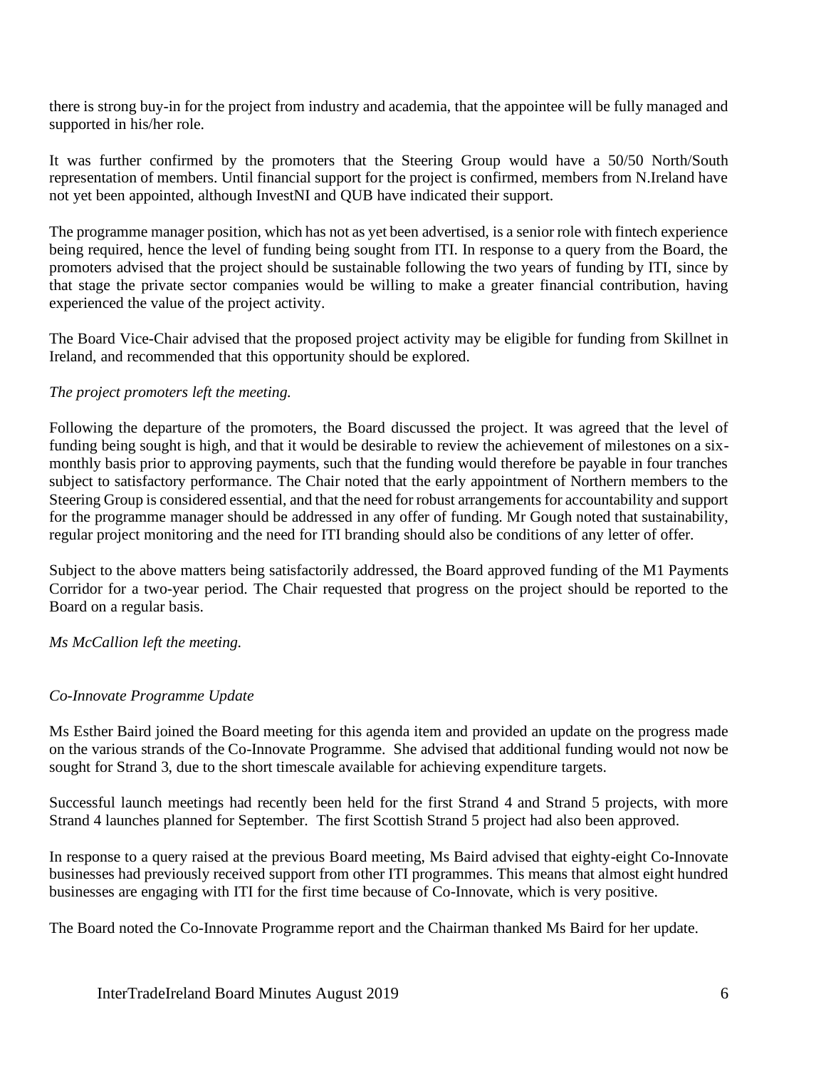there is strong buy-in for the project from industry and academia, that the appointee will be fully managed and supported in his/her role.

It was further confirmed by the promoters that the Steering Group would have a 50/50 North/South representation of members. Until financial support for the project is confirmed, members from N.Ireland have not yet been appointed, although InvestNI and QUB have indicated their support.

The programme manager position, which has not as yet been advertised, is a senior role with fintech experience being required, hence the level of funding being sought from ITI. In response to a query from the Board, the promoters advised that the project should be sustainable following the two years of funding by ITI, since by that stage the private sector companies would be willing to make a greater financial contribution, having experienced the value of the project activity.

The Board Vice-Chair advised that the proposed project activity may be eligible for funding from Skillnet in Ireland, and recommended that this opportunity should be explored.

*The project promoters left the meeting.*

Following the departure of the promoters, the Board discussed the project. It was agreed that the level of funding being sought is high, and that it would be desirable to review the achievement of milestones on a six-monthly basis prior to approving payments, such that the funding would therefore be payable in four tranches subject to satisfactory performance. The Chair noted that the early appointment of Northern members to the Steering Group is considered essential, and that the need for robust arrangements for accountability and support for the programme manager should be addressed in any offer of funding. Mr Gough noted that sustainability, regular project monitoring and the need for ITI branding should also be conditions of any letter of offer.

Subject to the above matters being satisfactorily addressed, the Board approved funding of the M1 Payments Corridor for a two-year period. The Chair requested that progress on the project should be reported to the Board on a regular basis.

*Ms McCallion left the meeting.*

*Co-Innovate Programme Update*

Ms Esther Baird joined the Board meeting for this agenda item and provided an update on the progress made on the various strands of the Co-Innovate Programme. She advised that additional funding would not now be sought for Strand 3, due to the short timescale available for achieving expenditure targets.

Successful launch meetings had recently been held for the first Strand 4 and Strand 5 projects, with more Strand 4 launches planned for September. The first Scottish Strand 5 project had also been approved.

In response to a query raised at the previous Board meeting, Ms Baird advised that eighty-eight Co-Innovate businesses had previously received support from other ITI programmes. This means that almost eight hundred businesses are engaging with ITI for the first time because of Co-Innovate, which is very positive.

The Board noted the Co-Innovate Programme report and the Chairman thanked Ms Baird for her update.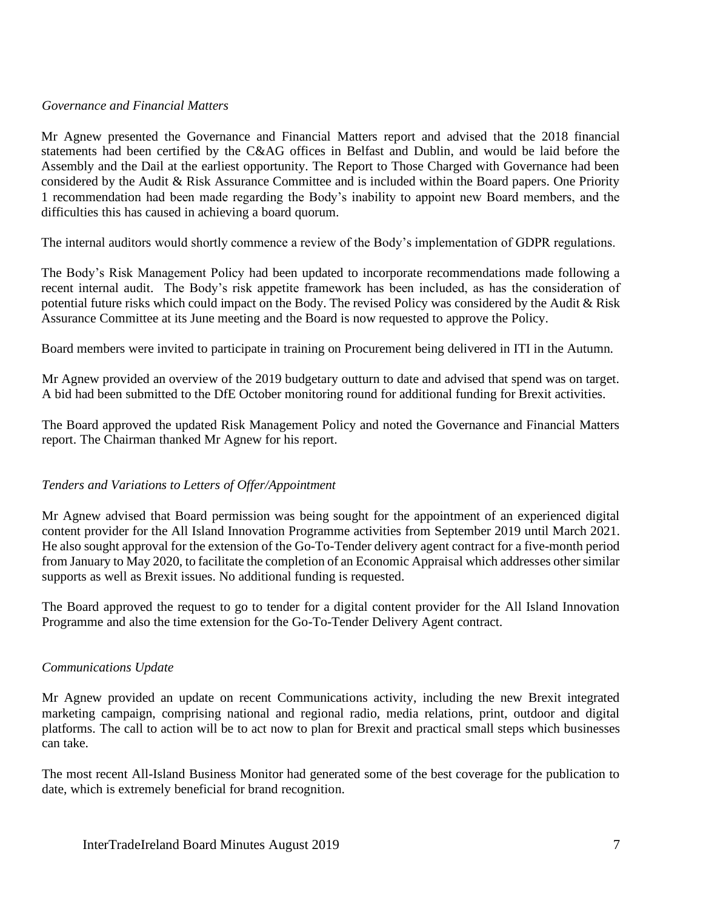*Governance and Financial Matters*

Mr Agnew presented the Governance and Financial Matters report and advised that the 2018 financial statements had been certified by the C&AG offices in Belfast and Dublin, and would be laid before the Assembly and the Dail at the earliest opportunity. The Report to Those Charged with Governance had been considered by the Audit & Risk Assurance Committee and is included within the Board papers. One Priority 1 recommendation had been made regarding the Body's inability to appoint new Board members, and the difficulties this has caused in achieving a board quorum.

The internal auditors would shortly commence a review of the Body's implementation of GDPR regulations.

The Body's Risk Management Policy had been updated to incorporate recommendations made following a recent internal audit. The Body's risk appetite framework has been included, as has the consideration of potential future risks which could impact on the Body. The revised Policy was considered by the Audit & Risk Assurance Committee at its June meeting and the Board is now requested to approve the Policy.

Board members were invited to participate in training on Procurement being delivered in ITI in the Autumn.

Mr Agnew provided an overview of the 2019 budgetary outturn to date and advised that spend was on target. A bid had been submitted to the DfE October monitoring round for additional funding for Brexit activities.

The Board approved the updated Risk Management Policy and noted the Governance and Financial Matters report. The Chairman thanked Mr Agnew for his report.

*Tenders and Variations to Letters of Offer/Appointment*

Mr Agnew advised that Board permission was being sought for the appointment of an experienced digital content provider for the All Island Innovation Programme activities from September 2019 until March 2021. He also sought approval for the extension of the Go-To-Tender delivery agent contract for a five-month period from January to May 2020, to facilitate the completion of an Economic Appraisal which addresses other similar supports as well as Brexit issues. No additional funding is requested.

The Board approved the request to go to tender for a digital content provider for the All Island Innovation Programme and also the time extension for the Go-To-Tender Delivery Agent contract.

*Communications Update*

Mr Agnew provided an update on recent Communications activity, including the new Brexit integrated marketing campaign, comprising national and regional radio, media relations, print, outdoor and digital platforms. The call to action will be to act now to plan for Brexit and practical small steps which businesses can take.

The most recent All-Island Business Monitor had generated some of the best coverage for the publication to date, which is extremely beneficial for brand recognition.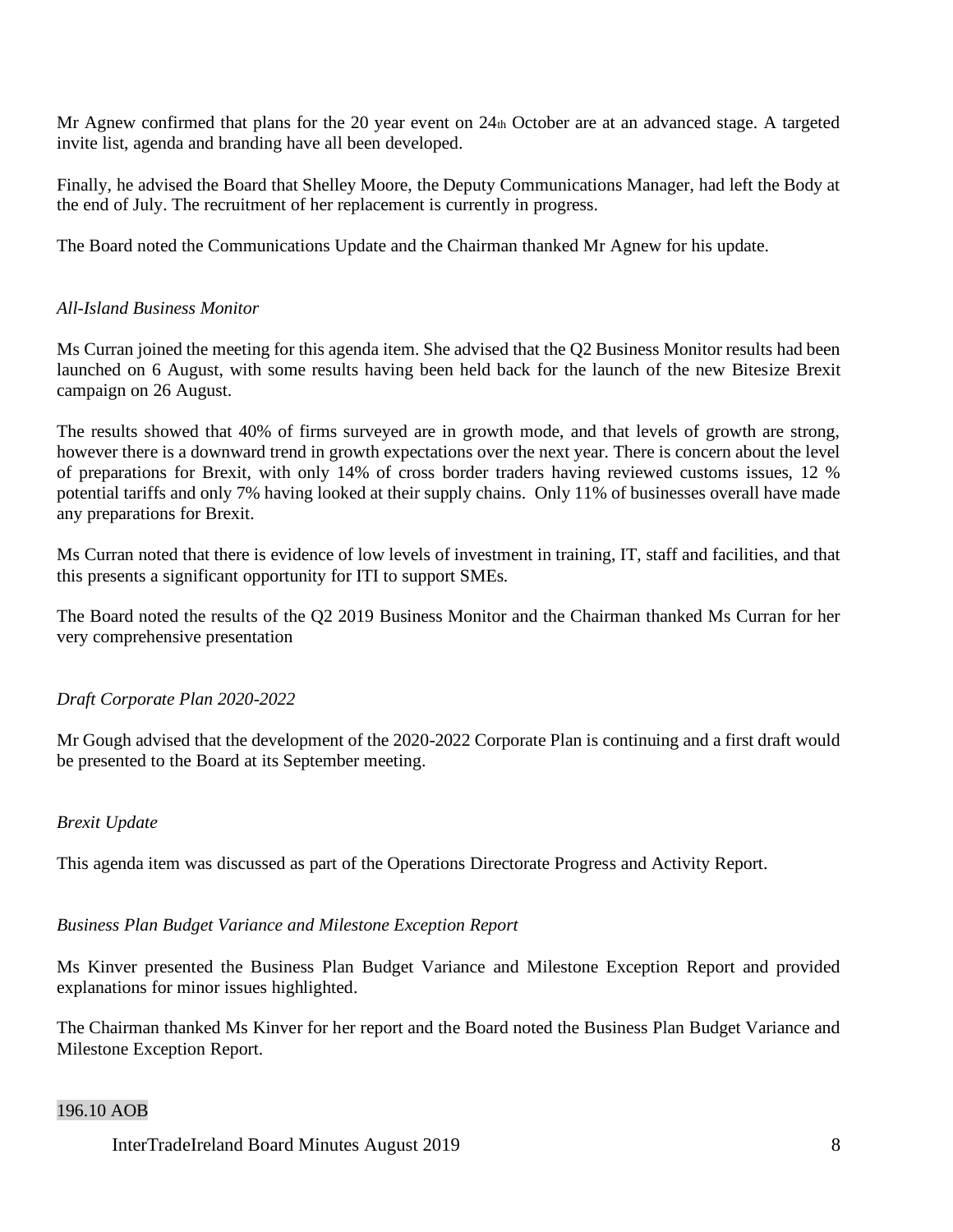Mr Agnew confirmed that plans for the 20 year event on 24th October are at an advanced stage. A targeted invite list, agenda and branding have all been developed.

Finally, he advised the Board that Shelley Moore, the Deputy Communications Manager, had left the Body at the end of July. The recruitment of her replacement is currently in progress.

The Board noted the Communications Update and the Chairman thanked Mr Agnew for his update.

*All-Island Business Monitor*

Ms Curran joined the meeting for this agenda item. She advised that the Q2 Business Monitor results had been launched on 6 August, with some results having been held back for the launch of the new Bitesize Brexit campaign on 26 August.

The results showed that 40% of firms surveyed are in growth mode, and that levels of growth are strong, however there is a downward trend in growth expectations over the next year. There is concern about the level of preparations for Brexit, with only 14% of cross border traders having reviewed customs issues, 12 % potential tariffs and only 7% having looked at their supply chains. Only 11% of businesses overall have made any preparations for Brexit.

Ms Curran noted that there is evidence of low levels of investment in training, IT, staff and facilities, and that this presents a significant opportunity for ITI to support SMEs.

The Board noted the results of the Q2 2019 Business Monitor and the Chairman thanked Ms Curran for her very comprehensive presentation

*Draft Corporate Plan 2020-2022*

Mr Gough advised that the development of the 2020-2022 Corporate Plan is continuing and a first draft would be presented to the Board at its September meeting.

*Brexit Update*

This agenda item was discussed as part of the Operations Directorate Progress and Activity Report.

*Business Plan Budget Variance and Milestone Exception Report*

Ms Kinver presented the Business Plan Budget Variance and Milestone Exception Report and provided explanations for minor issues highlighted.

The Chairman thanked Ms Kinver for her report and the Board noted the Business Plan Budget Variance and Milestone Exception Report.

196.10 AOB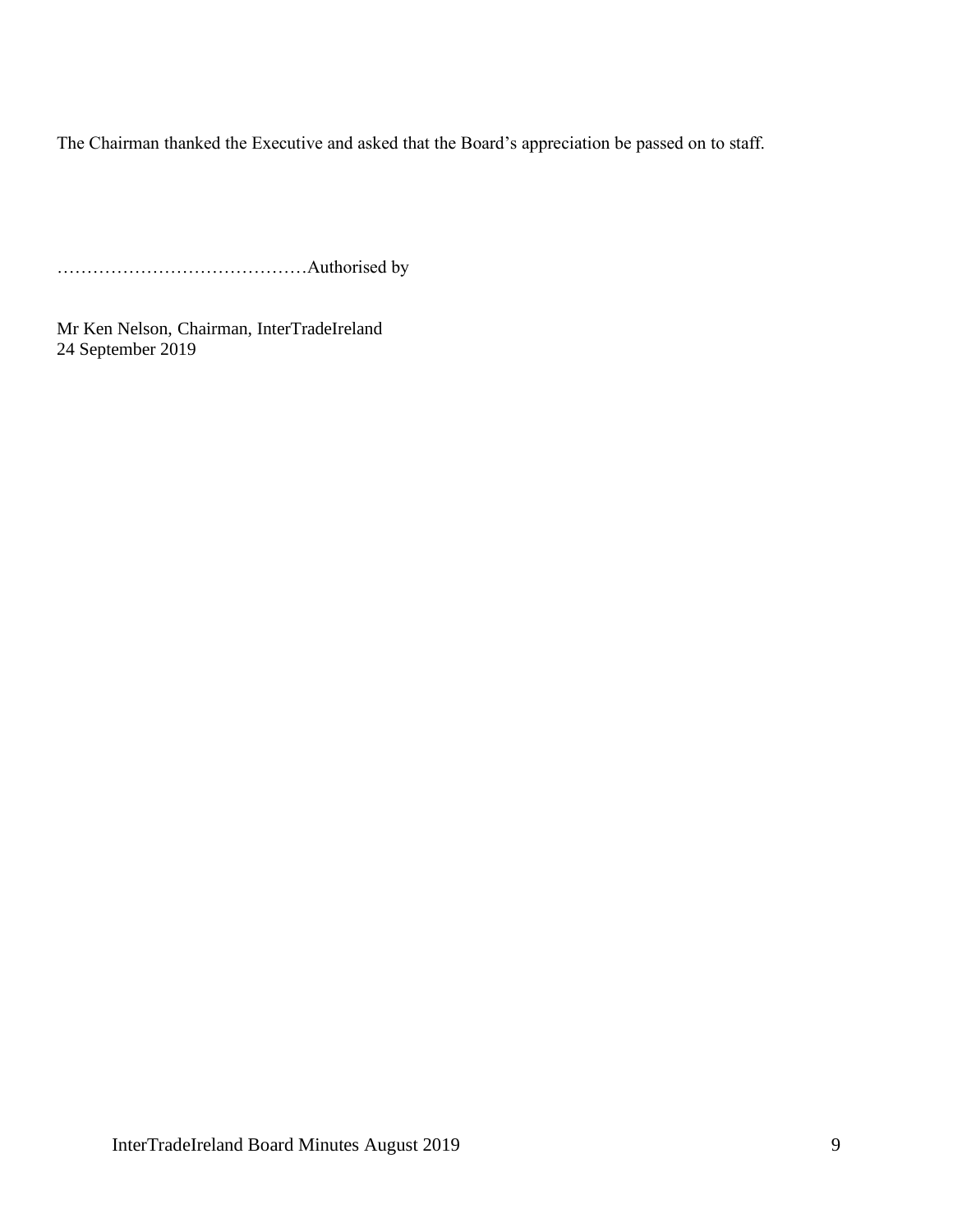The Chairman thanked the Executive and asked that the Board's appreciation be passed on to staff.

……………………………………Authorised by

Mr Ken Nelson, Chairman, InterTradeIreland
24 September 2019